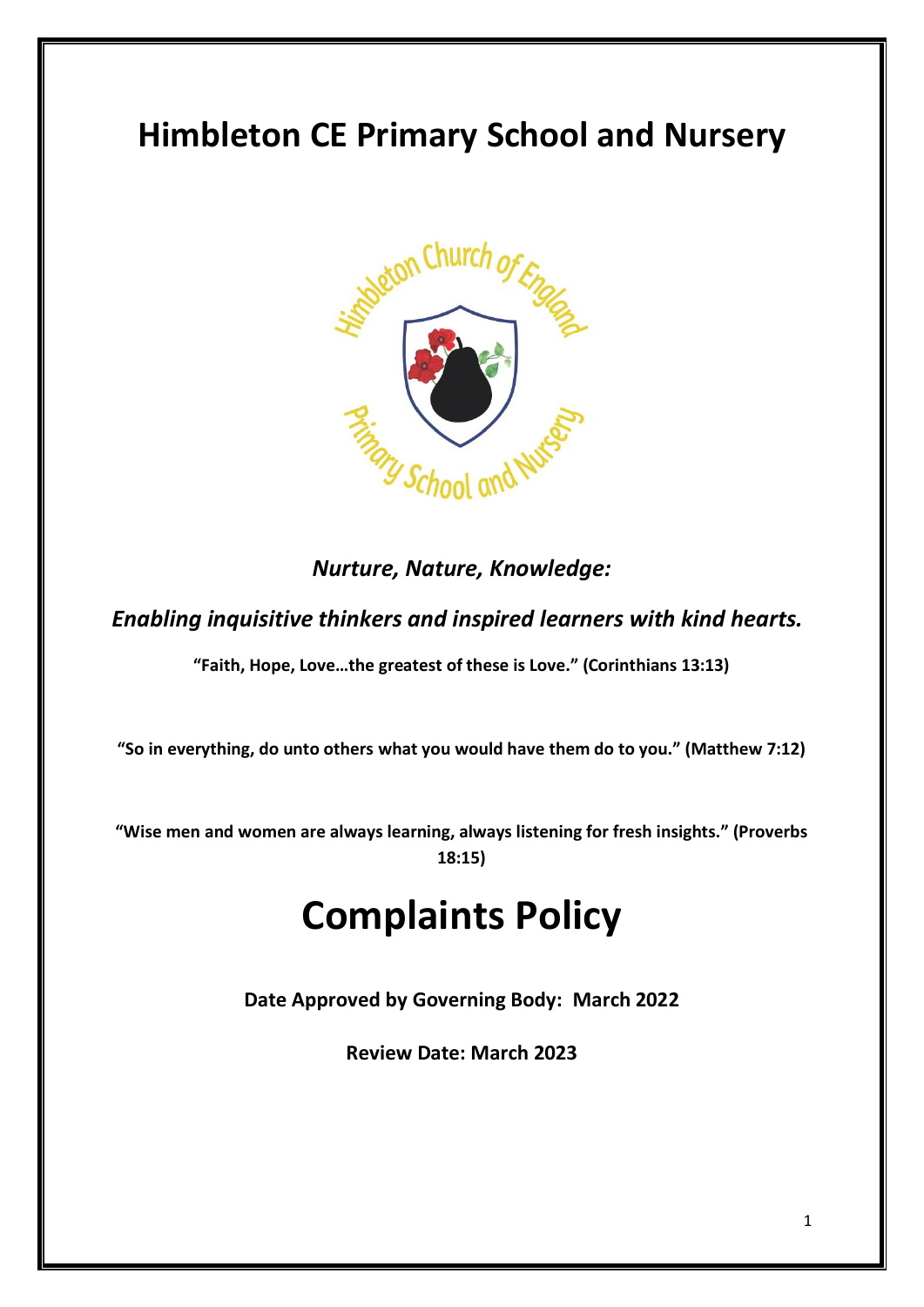# Himbleton CE Primary School and Nursery

*Nurture, Nature, Knowledge:*

*Enabling inquisitive thinkers and inspired learners with kind hearts.*

**"Faith, Hope, Love…the greatest of these is Love." (Corinthians 13:13)**

**"So in everything, do unto others what you would have them do to you." (Matthew 7:12)**

**"Wise men and women are always learning, always listening for fresh insights." (Proverbs 18:15)**

# Complaints Policy

**Date Approved by Governing Body: March 2022**

**Review Date: March 2023**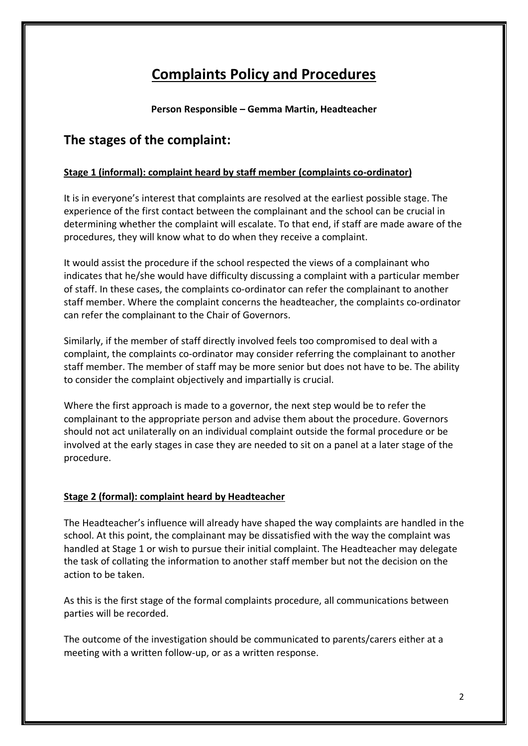# Complaints Policy and Procedures

**Person Responsible – Gemma Martin, Headteacher**

## The stages of the complaint:

**Stage 1 (informal): complaint heard by staff member (complaints co-ordinator)**

It is in everyone's interest that complaints are resolved at the earliest possible stage. The experience of the first contact between the complainant and the school can be crucial in determining whether the complaint will escalate. To that end, if staff are made aware of the procedures, they will know what to do when they receive a complaint.

It would assist the procedure if the school respected the views of a complainant who indicates that he/she would have difficulty discussing a complaint with a particular member of staff. In these cases, the complaints co-ordinator can refer the complainant to another staff member. Where the complaint concerns the headteacher, the complaints co-ordinator can refer the complainant to the Chair of Governors.

Similarly, if the member of staff directly involved feels too compromised to deal with a complaint, the complaints co-ordinator may consider referring the complainant to another staff member. The member of staff may be more senior but does not have to be. The ability to consider the complaint objectively and impartially is crucial.

Where the first approach is made to a governor, the next step would be to refer the complainant to the appropriate person and advise them about the procedure. Governors should not act unilaterally on an individual complaint outside the formal procedure or be involved at the early stages in case they are needed to sit on a panel at a later stage of the procedure.

**Stage 2 (formal): complaint heard by Headteacher**

The Headteacher's influence will already have shaped the way complaints are handled in the school. At this point, the complainant may be dissatisfied with the way the complaint was handled at Stage 1 or wish to pursue their initial complaint. The Headteacher may delegate the task of collating the information to another staff member but not the decision on the action to be taken.

As this is the first stage of the formal complaints procedure, all communications between parties will be recorded.

The outcome of the investigation should be communicated to parents/carers either at a meeting with a written follow-up, or as a written response.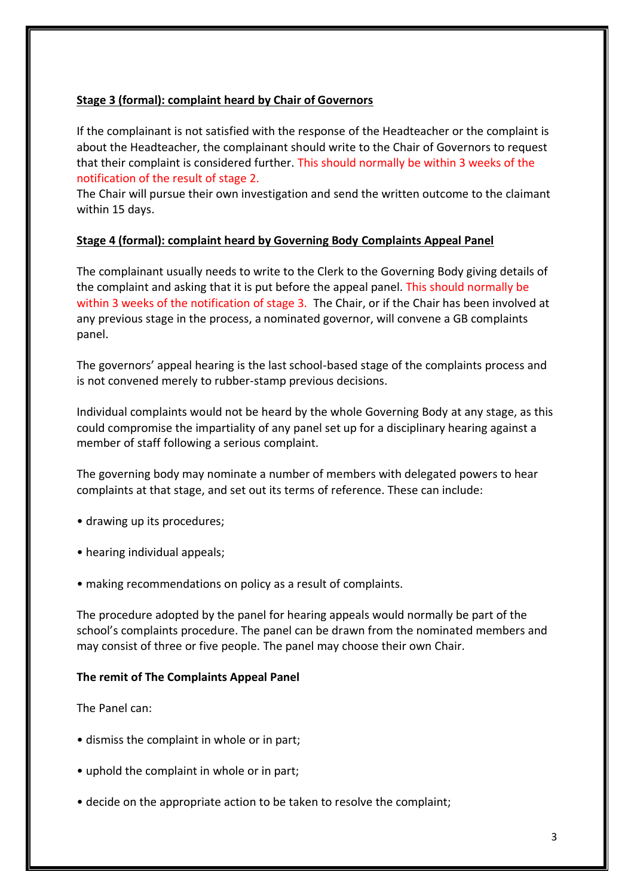**Stage 3 (formal): complaint heard by Chair of Governors**

If the complainant is not satisfied with the response of the Headteacher or the complaint is about the Headteacher, the complainant should write to the Chair of Governors to request that their complaint is considered further. This should normally be within 3 weeks of the notification of the result of stage 2.
The Chair will pursue their own investigation and send the written outcome to the claimant within 15 days.

**Stage 4 (formal): complaint heard by Governing Body Complaints Appeal Panel**

The complainant usually needs to write to the Clerk to the Governing Body giving details of the complaint and asking that it is put before the appeal panel. This should normally be within 3 weeks of the notification of stage 3. The Chair, or if the Chair has been involved at any previous stage in the process, a nominated governor, will convene a GB complaints panel.

The governors' appeal hearing is the last school-based stage of the complaints process and is not convened merely to rubber-stamp previous decisions.

Individual complaints would not be heard by the whole Governing Body at any stage, as this could compromise the impartiality of any panel set up for a disciplinary hearing against a member of staff following a serious complaint.

The governing body may nominate a number of members with delegated powers to hear complaints at that stage, and set out its terms of reference. These can include:

- drawing up its procedures;
- hearing individual appeals;
- making recommendations on policy as a result of complaints.

The procedure adopted by the panel for hearing appeals would normally be part of the school's complaints procedure. The panel can be drawn from the nominated members and may consist of three or five people. The panel may choose their own Chair.

**The remit of The Complaints Appeal Panel**

The Panel can:

- dismiss the complaint in whole or in part;
- uphold the complaint in whole or in part;
- decide on the appropriate action to be taken to resolve the complaint;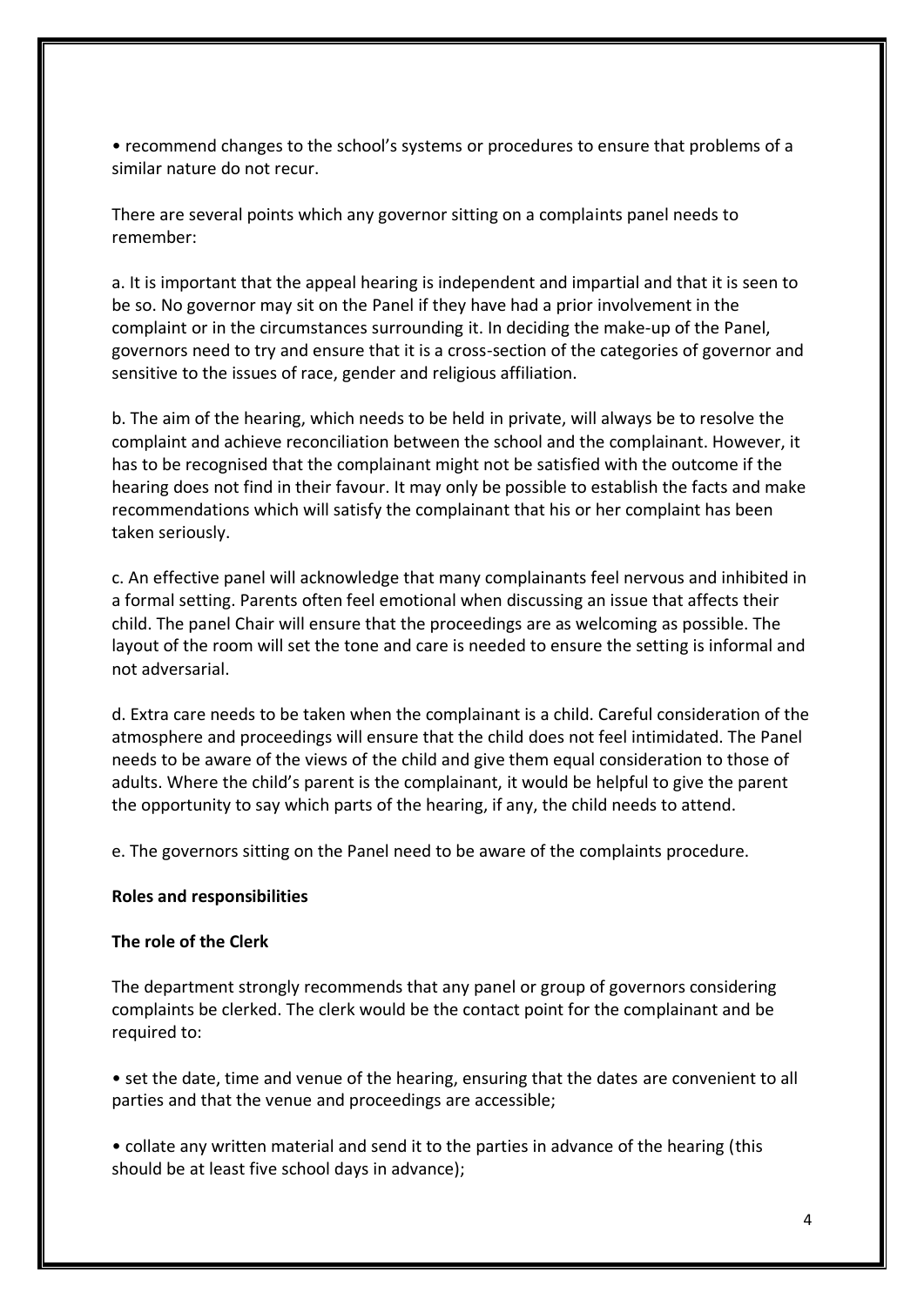- recommend changes to the school's systems or procedures to ensure that problems of a similar nature do not recur.

There are several points which any governor sitting on a complaints panel needs to remember:

a. It is important that the appeal hearing is independent and impartial and that it is seen to be so. No governor may sit on the Panel if they have had a prior involvement in the complaint or in the circumstances surrounding it. In deciding the make-up of the Panel, governors need to try and ensure that it is a cross-section of the categories of governor and sensitive to the issues of race, gender and religious affiliation.

b. The aim of the hearing, which needs to be held in private, will always be to resolve the complaint and achieve reconciliation between the school and the complainant. However, it has to be recognised that the complainant might not be satisfied with the outcome if the hearing does not find in their favour. It may only be possible to establish the facts and make recommendations which will satisfy the complainant that his or her complaint has been taken seriously.

c. An effective panel will acknowledge that many complainants feel nervous and inhibited in a formal setting. Parents often feel emotional when discussing an issue that affects their child. The panel Chair will ensure that the proceedings are as welcoming as possible. The layout of the room will set the tone and care is needed to ensure the setting is informal and not adversarial.

d. Extra care needs to be taken when the complainant is a child. Careful consideration of the atmosphere and proceedings will ensure that the child does not feel intimidated. The Panel needs to be aware of the views of the child and give them equal consideration to those of adults. Where the child's parent is the complainant, it would be helpful to give the parent the opportunity to say which parts of the hearing, if any, the child needs to attend.

e. The governors sitting on the Panel need to be aware of the complaints procedure.

**Roles and responsibilities**

**The role of the Clerk**

The department strongly recommends that any panel or group of governors considering complaints be clerked. The clerk would be the contact point for the complainant and be required to:

- set the date, time and venue of the hearing, ensuring that the dates are convenient to all parties and that the venue and proceedings are accessible;

- collate any written material and send it to the parties in advance of the hearing (this should be at least five school days in advance);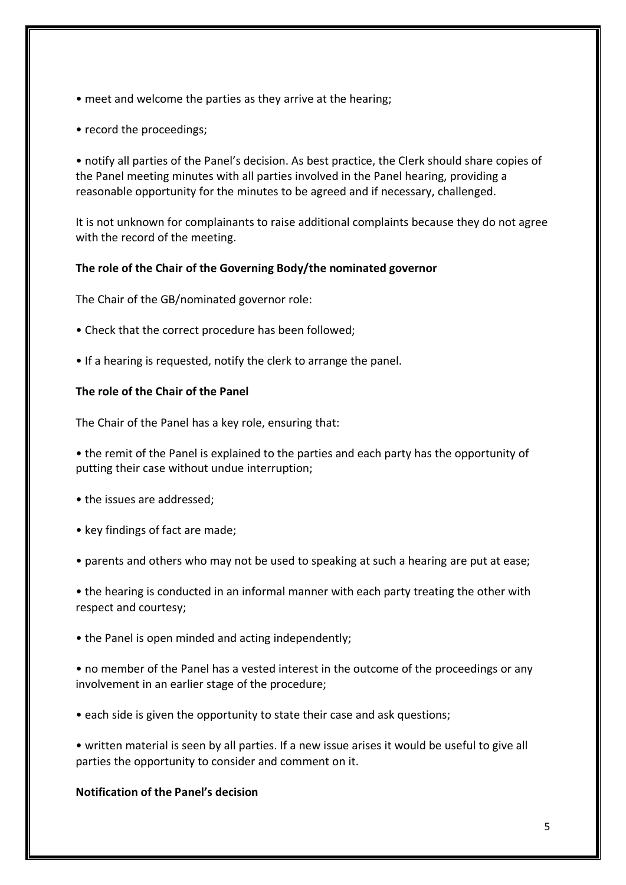- meet and welcome the parties as they arrive at the hearing;
- record the proceedings;
- notify all parties of the Panel's decision. As best practice, the Clerk should share copies of the Panel meeting minutes with all parties involved in the Panel hearing, providing a reasonable opportunity for the minutes to be agreed and if necessary, challenged.

It is not unknown for complainants to raise additional complaints because they do not agree with the record of the meeting.

**The role of the Chair of the Governing Body/the nominated governor**

The Chair of the GB/nominated governor role:

- Check that the correct procedure has been followed;
- If a hearing is requested, notify the clerk to arrange the panel.

**The role of the Chair of the Panel**

The Chair of the Panel has a key role, ensuring that:

- the remit of the Panel is explained to the parties and each party has the opportunity of putting their case without undue interruption;
- the issues are addressed;
- key findings of fact are made;
- parents and others who may not be used to speaking at such a hearing are put at ease;
- the hearing is conducted in an informal manner with each party treating the other with respect and courtesy;
- the Panel is open minded and acting independently;
- no member of the Panel has a vested interest in the outcome of the proceedings or any involvement in an earlier stage of the procedure;
- each side is given the opportunity to state their case and ask questions;
- written material is seen by all parties. If a new issue arises it would be useful to give all parties the opportunity to consider and comment on it.

**Notification of the Panel's decision**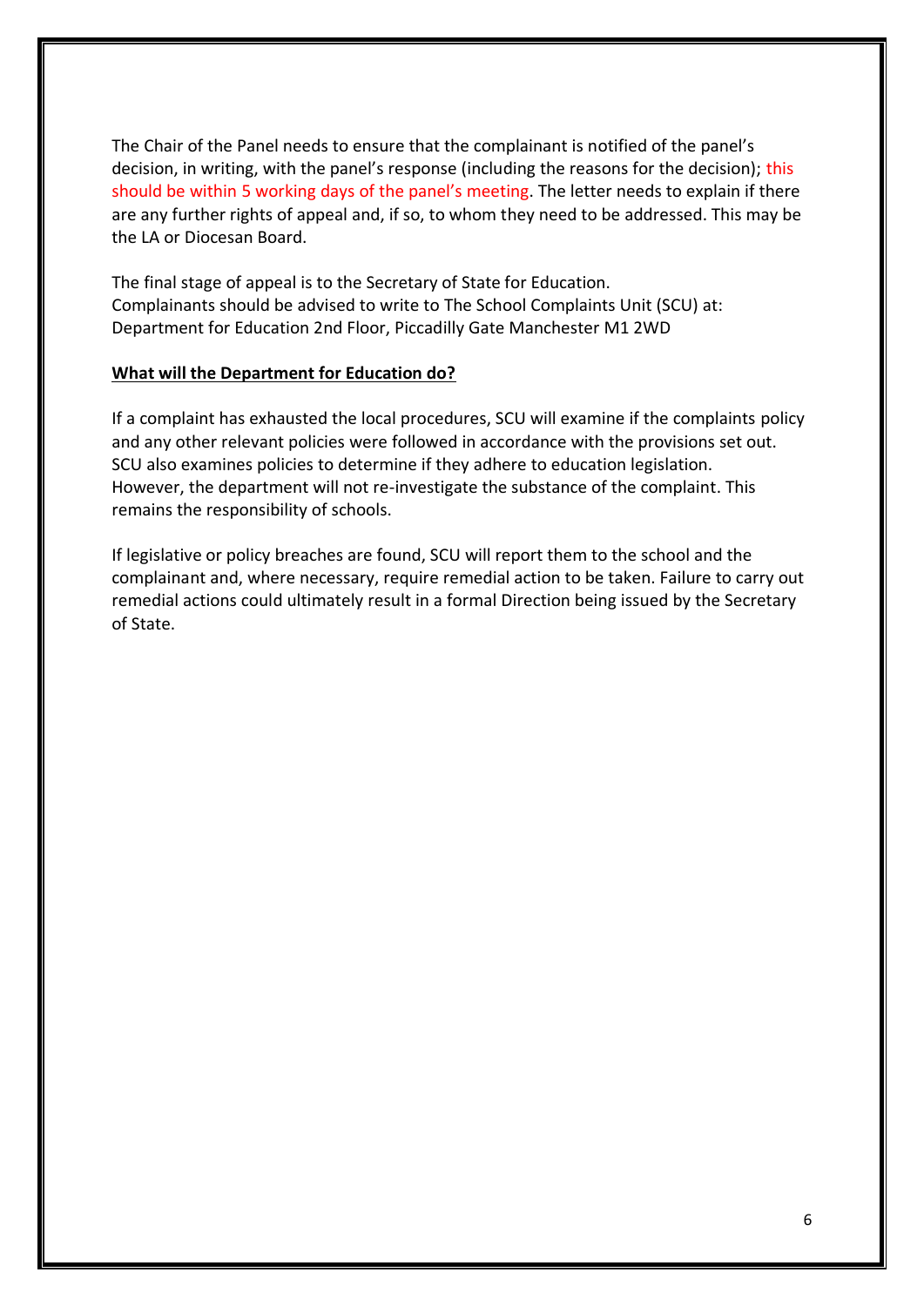The Chair of the Panel needs to ensure that the complainant is notified of the panel's decision, in writing, with the panel's response (including the reasons for the decision); this should be within 5 working days of the panel's meeting. The letter needs to explain if there are any further rights of appeal and, if so, to whom they need to be addressed. This may be the LA or Diocesan Board.

The final stage of appeal is to the Secretary of State for Education.
Complainants should be advised to write to The School Complaints Unit (SCU) at:
Department for Education 2nd Floor, Piccadilly Gate Manchester M1 2WD

**<u>What will the Department for Education do?</u>**

If a complaint has exhausted the local procedures, SCU will examine if the complaints policy and any other relevant policies were followed in accordance with the provisions set out. SCU also examines policies to determine if they adhere to education legislation. However, the department will not re-investigate the substance of the complaint. This remains the responsibility of schools.

If legislative or policy breaches are found, SCU will report them to the school and the complainant and, where necessary, require remedial action to be taken. Failure to carry out remedial actions could ultimately result in a formal Direction being issued by the Secretary of State.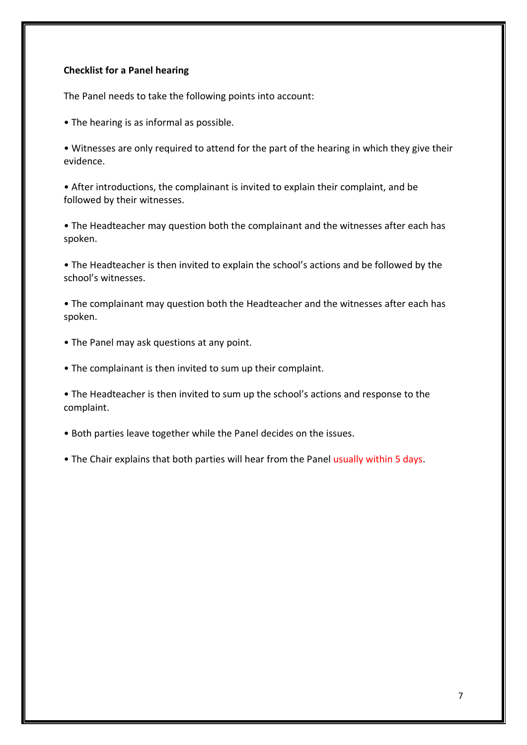**Checklist for a Panel hearing**

The Panel needs to take the following points into account:

- The hearing is as informal as possible.
- Witnesses are only required to attend for the part of the hearing in which they give their evidence.
- After introductions, the complainant is invited to explain their complaint, and be followed by their witnesses.
- The Headteacher may question both the complainant and the witnesses after each has spoken.
- The Headteacher is then invited to explain the school's actions and be followed by the school's witnesses.
- The complainant may question both the Headteacher and the witnesses after each has spoken.
- The Panel may ask questions at any point.
- The complainant is then invited to sum up their complaint.
- The Headteacher is then invited to sum up the school's actions and response to the complaint.
- Both parties leave together while the Panel decides on the issues.
- The Chair explains that both parties will hear from the Panel usually within 5 days.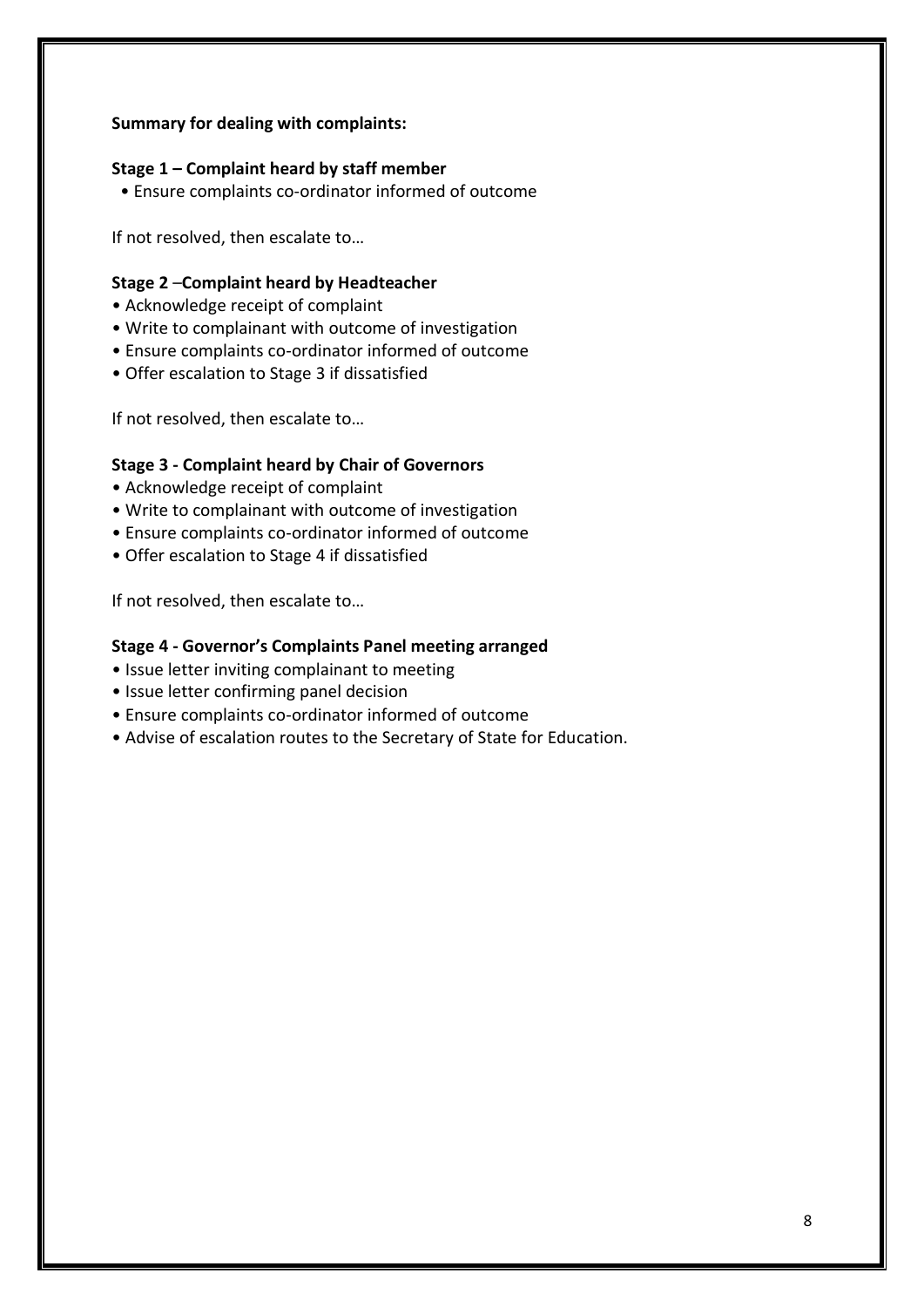**Summary for dealing with complaints:**

**Stage 1 – Complaint heard by staff member**

- Ensure complaints co-ordinator informed of outcome

If not resolved, then escalate to…

**Stage 2 –Complaint heard by Headteacher**

- Acknowledge receipt of complaint
- Write to complainant with outcome of investigation
- Ensure complaints co-ordinator informed of outcome
- Offer escalation to Stage 3 if dissatisfied

If not resolved, then escalate to…

**Stage 3 - Complaint heard by Chair of Governors**

- Acknowledge receipt of complaint
- Write to complainant with outcome of investigation
- Ensure complaints co-ordinator informed of outcome
- Offer escalation to Stage 4 if dissatisfied

If not resolved, then escalate to…

**Stage 4 - Governor's Complaints Panel meeting arranged**

- Issue letter inviting complainant to meeting
- Issue letter confirming panel decision
- Ensure complaints co-ordinator informed of outcome
- Advise of escalation routes to the Secretary of State for Education.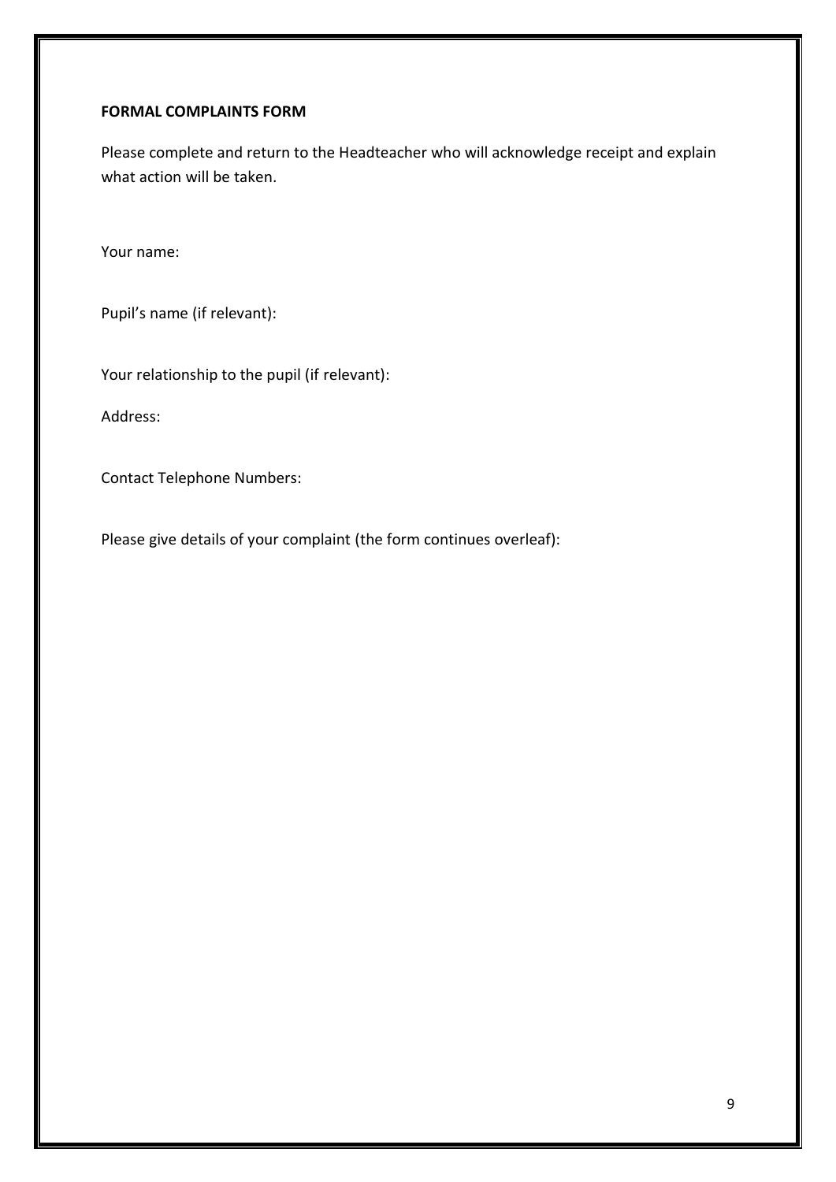**FORMAL COMPLAINTS FORM**

Please complete and return to the Headteacher who will acknowledge receipt and explain what action will be taken.

Your name:

Pupil's name (if relevant):

Your relationship to the pupil (if relevant):

Address:

Contact Telephone Numbers:

Please give details of your complaint (the form continues overleaf):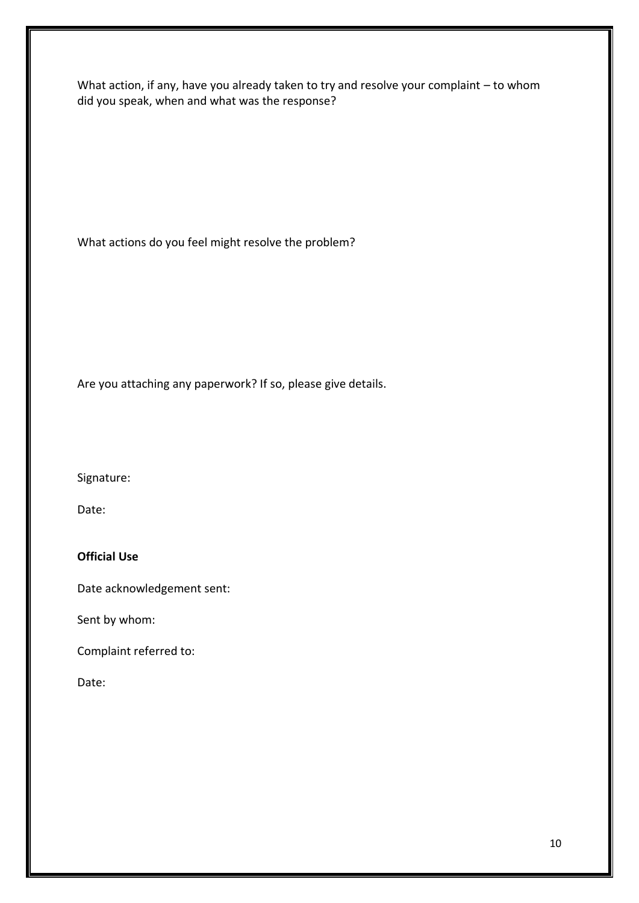What action, if any, have you already taken to try and resolve your complaint – to whom did you speak, when and what was the response?

What actions do you feel might resolve the problem?

Are you attaching any paperwork? If so, please give details.

Signature:

Date:

**Official Use**

Date acknowledgement sent:

Sent by whom:

Complaint referred to:

Date: